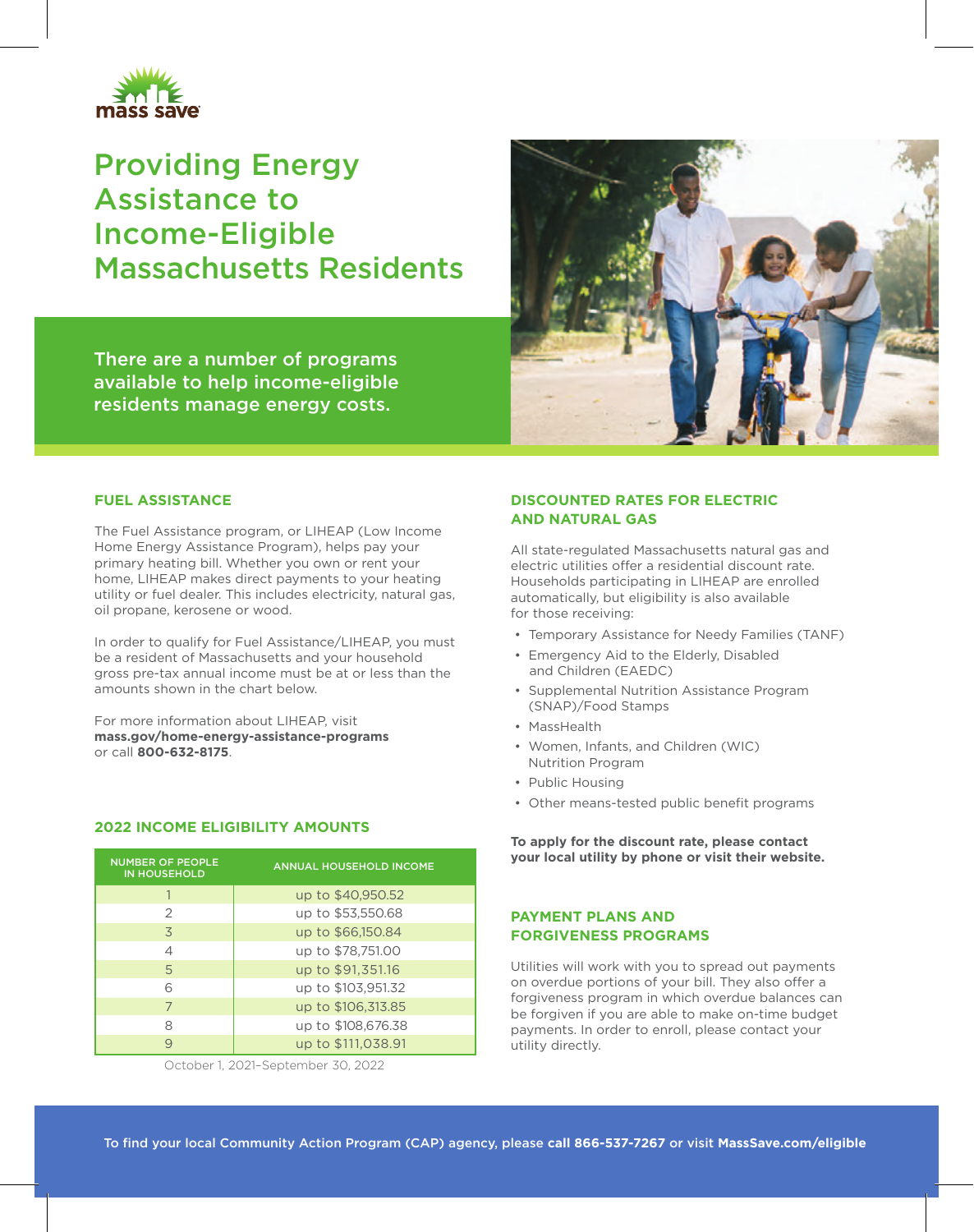mass save

# Providing Energy Assistance to Income-Eligible Massachusetts Residents

There are a number of programs available to help income-eligible residents manage energy costs.

## FUEL ASSISTANCE

The Fuel Assistance program, or LIHEAP (Low Income Home Energy Assistance Program), helps pay your primary heating bill. Whether you own or rent your home, LIHEAP makes direct payments to your heating utility or fuel dealer. This includes electricity, natural gas, oil propane, kerosene or wood.

In order to qualify for Fuel Assistance/LIHEAP, you must be a resident of Massachusetts and your household gross pre-tax annual income must be at or less than the amounts shown in the chart below.

For more information about LIHEAP, visit **mass.gov/home-energy-assistance-programs** or call **800-632-8175**.

## 2022 INCOME ELIGIBILITY AMOUNTS

| NUMBER OF PEOPLE IN HOUSEHOLD | ANNUAL HOUSEHOLD INCOME |
|---|---|
| 1 | up to $40,950.52 |
| 2 | up to $53,550.68 |
| 3 | up to $66,150.84 |
| 4 | up to $78,751.00 |
| 5 | up to $91,351.16 |
| 6 | up to $103,951.32 |
| 7 | up to $106,313.85 |
| 8 | up to $108,676.38 |
| 9 | up to $111,038.91 |

October 1, 2021–September 30, 2022

## DISCOUNTED RATES FOR ELECTRIC AND NATURAL GAS

All state-regulated Massachusetts natural gas and electric utilities offer a residential discount rate. Households participating in LIHEAP are enrolled automatically, but eligibility is also available for those receiving:

- Temporary Assistance for Needy Families (TANF)
- Emergency Aid to the Elderly, Disabled and Children (EAEDC)
- Supplemental Nutrition Assistance Program (SNAP)/Food Stamps
- MassHealth
- Women, Infants, and Children (WIC) Nutrition Program
- Public Housing
- Other means-tested public benefit programs

**To apply for the discount rate, please contact your local utility by phone or visit their website.**

## PAYMENT PLANS AND FORGIVENESS PROGRAMS

Utilities will work with you to spread out payments on overdue portions of your bill. They also offer a forgiveness program in which overdue balances can be forgiven if you are able to make on-time budget payments. In order to enroll, please contact your utility directly.

To find your local Community Action Program (CAP) agency, please **call 866-537-7267** or visit **MassSave.com/eligible**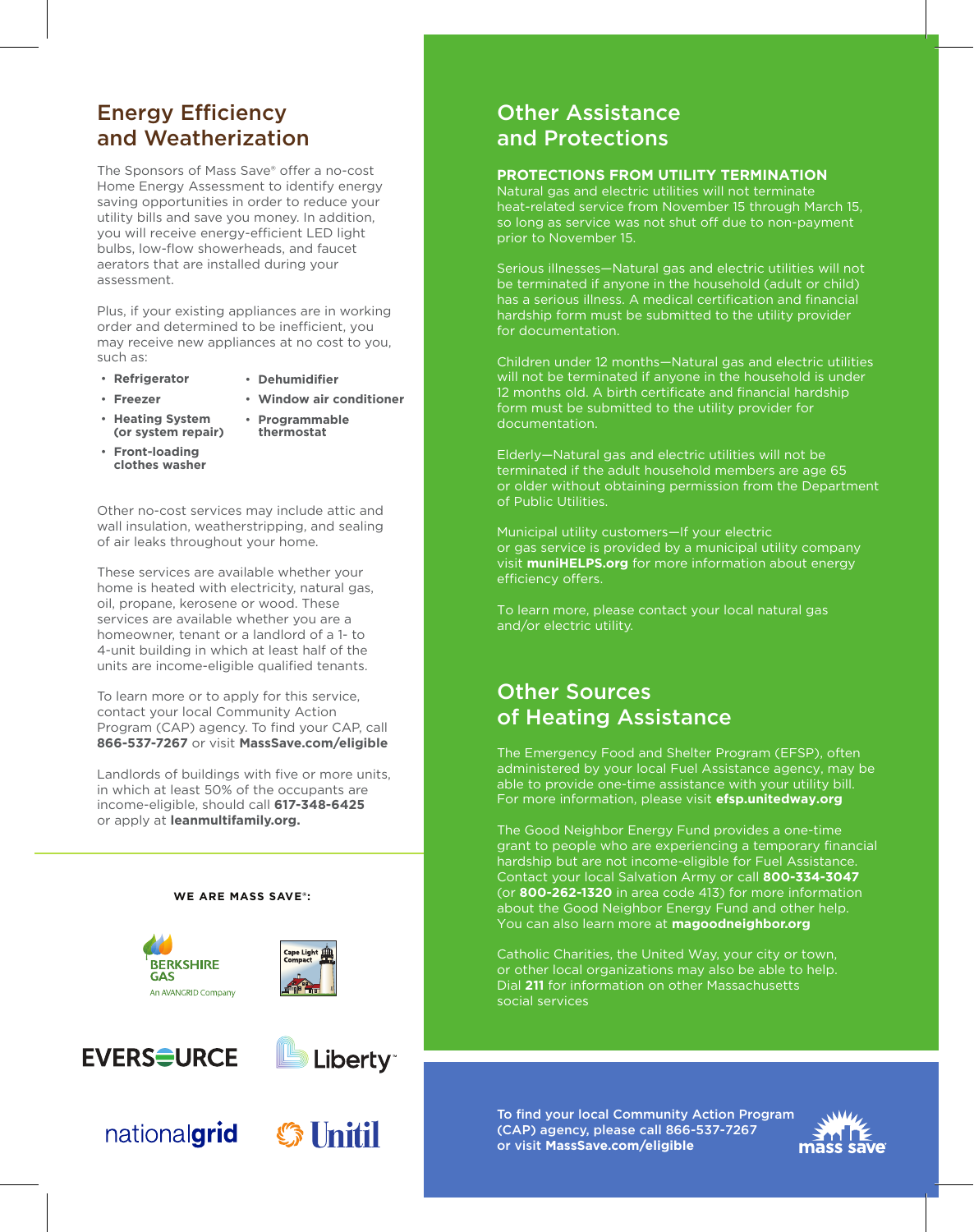## Energy Efficiency and Weatherization

The Sponsors of Mass Save® offer a no-cost Home Energy Assessment to identify energy saving opportunities in order to reduce your utility bills and save you money. In addition, you will receive energy-efficient LED light bulbs, low-flow showerheads, and faucet aerators that are installed during your assessment.

Plus, if your existing appliances are in working order and determined to be inefficient, you may receive new appliances at no cost to you, such as:

- **Refrigerator**
- **Freezer**
- **Heating System (or system repair)**
- **Front-loading clothes washer**
- **Dehumidifier**
- **Window air conditioner**
- **Programmable thermostat**

Other no-cost services may include attic and wall insulation, weatherstripping, and sealing of air leaks throughout your home.

These services are available whether your home is heated with electricity, natural gas, oil, propane, kerosene or wood. These services are available whether you are a homeowner, tenant or a landlord of a 1- to 4-unit building in which at least half of the units are income-eligible qualified tenants.

To learn more or to apply for this service, contact your local Community Action Program (CAP) agency. To find your CAP, call **866-537-7267** or visit **MassSave.com/eligible**

Landlords of buildings with five or more units, in which at least 50% of the occupants are income-eligible, should call **617-348-6425** or apply at **leanmultifamily.org.**

**WE ARE MASS SAVE®:**

BERKSHIRE GAS An AVANGRID Company

Cape Light Compact

EVERSOURCE

Liberty

nationalgrid

Unitil

## Other Assistance and Protections

**PROTECTIONS FROM UTILITY TERMINATION**

Natural gas and electric utilities will not terminate heat-related service from November 15 through March 15, so long as service was not shut off due to non-payment prior to November 15.

Serious illnesses—Natural gas and electric utilities will not be terminated if anyone in the household (adult or child) has a serious illness. A medical certification and financial hardship form must be submitted to the utility provider for documentation.

Children under 12 months—Natural gas and electric utilities will not be terminated if anyone in the household is under 12 months old. A birth certificate and financial hardship form must be submitted to the utility provider for documentation.

Elderly—Natural gas and electric utilities will not be terminated if the adult household members are age 65 or older without obtaining permission from the Department of Public Utilities.

Municipal utility customers—If your electric or gas service is provided by a municipal utility company visit **muniHELPS.org** for more information about energy efficiency offers.

To learn more, please contact your local natural gas and/or electric utility.

## Other Sources of Heating Assistance

The Emergency Food and Shelter Program (EFSP), often administered by your local Fuel Assistance agency, may be able to provide one-time assistance with your utility bill. For more information, please visit **efsp.unitedway.org**

The Good Neighbor Energy Fund provides a one-time grant to people who are experiencing a temporary financial hardship but are not income-eligible for Fuel Assistance. Contact your local Salvation Army or call **800-334-3047** (or **800-262-1320** in area code 413) for more information about the Good Neighbor Energy Fund and other help. You can also learn more at **magoodneighbor.org**

Catholic Charities, the United Way, your city or town, or other local organizations may also be able to help. Dial **211** for information on other Massachusetts social services

**To find your local Community Action Program (CAP) agency, please call 866-537-7267 or visit MassSave.com/eligible**

mass save